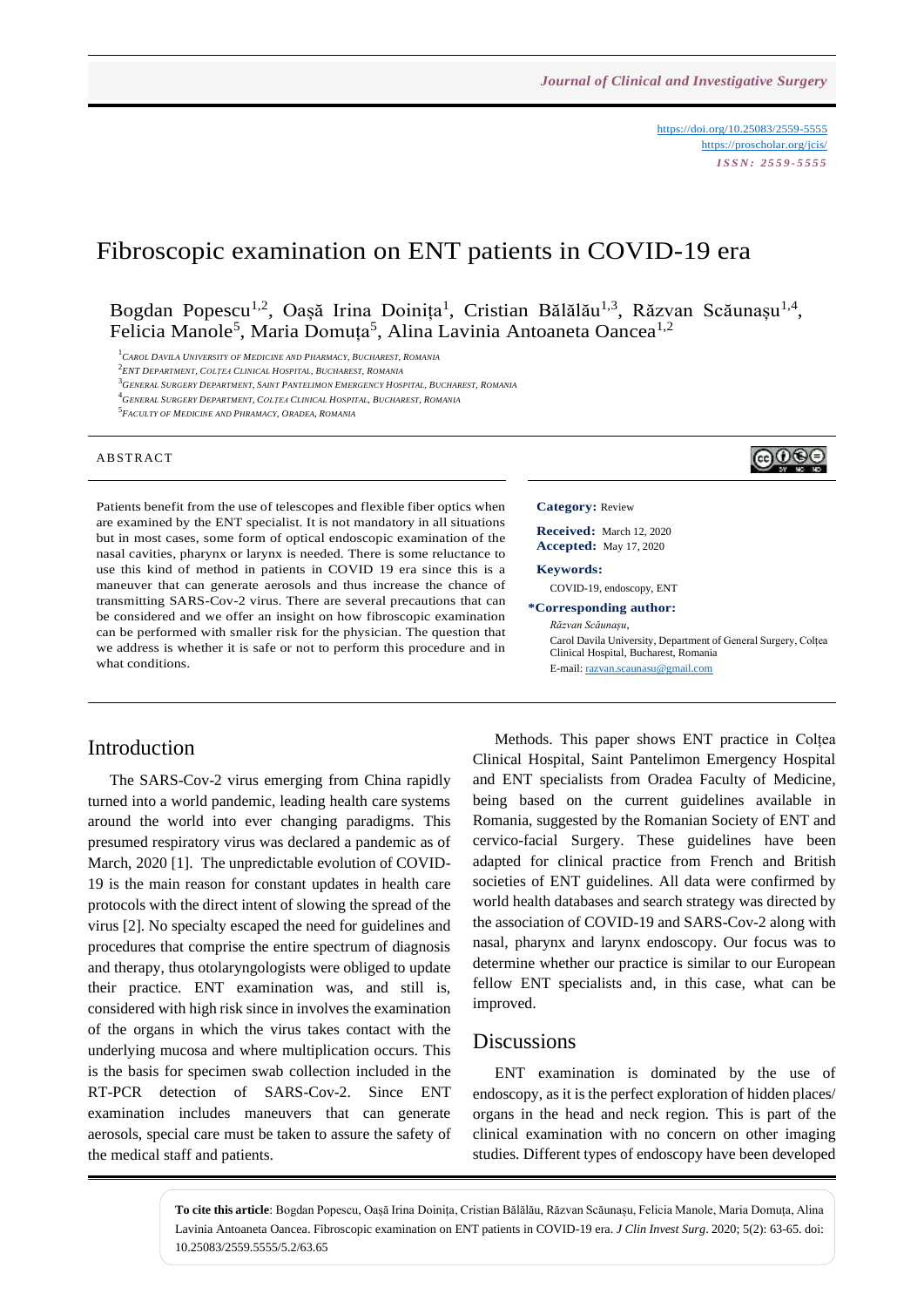https://doi.org/10.25083/2559-5555
https://proscholar.org/jcis/
*ISSN: 2559-5555*

# Fibroscopic examination on ENT patients in COVID-19 era

Bogdan Popescu[1,2], Oașă Irina Doinița[1], Cristian Bălălău[1,3], Răzvan Scăunașu[1,4], Felicia Manole[5], Maria Domuța[5], Alina Lavinia Antoaneta Oancea[1,2]

[1]Carol Davila University of Medicine and Pharmacy, Bucharest, Romania
[2]ENT Department, Colțea Clinical Hospital, Bucharest, Romania
[3]General Surgery Department, Saint Pantelimon Emergency Hospital, Bucharest, Romania
[4]General Surgery Department, Colțea Clinical Hospital, Bucharest, Romania
[5]Faculty of Medicine and Phramacy, Oradea, Romania

## ABSTRACT

Patients benefit from the use of telescopes and flexible fiber optics when are examined by the ENT specialist. It is not mandatory in all situations but in most cases, some form of optical endoscopic examination of the nasal cavities, pharynx or larynx is needed. There is some reluctance to use this kind of method in patients in COVID 19 era since this is a maneuver that can generate aerosols and thus increase the chance of transmitting SARS-Cov-2 virus. There are several precautions that can be considered and we offer an insight on how fibroscopic examination can be performed with smaller risk for the physician. The question that we address is whether it is safe or not to perform this procedure and in what conditions.

**Category:** Review

**Received:** March 12, 2020
**Accepted:** May 17, 2020

**Keywords:**
COVID-19, endoscopy, ENT

**\*Corresponding author:**
*Răzvan Scăunașu*,
Carol Davila University, Department of General Surgery, Colțea Clinical Hospital, Bucharest, Romania
E-mail: razvan.scaunasu@gmail.com

## Introduction

The SARS-Cov-2 virus emerging from China rapidly turned into a world pandemic, leading health care systems around the world into ever changing paradigms. This presumed respiratory virus was declared a pandemic as of March, 2020 [1]. The unpredictable evolution of COVID-19 is the main reason for constant updates in health care protocols with the direct intent of slowing the spread of the virus [2]. No specialty escaped the need for guidelines and procedures that comprise the entire spectrum of diagnosis and therapy, thus otolaryngologists were obliged to update their practice. ENT examination was, and still is, considered with high risk since in involves the examination of the organs in which the virus takes contact with the underlying mucosa and where multiplication occurs. This is the basis for specimen swab collection included in the RT-PCR detection of SARS-Cov-2. Since ENT examination includes maneuvers that can generate aerosols, special care must be taken to assure the safety of the medical staff and patients.

Methods. This paper shows ENT practice in Colțea Clinical Hospital, Saint Pantelimon Emergency Hospital and ENT specialists from Oradea Faculty of Medicine, being based on the current guidelines available in Romania, suggested by the Romanian Society of ENT and cervico-facial Surgery. These guidelines have been adapted for clinical practice from French and British societies of ENT guidelines. All were confirmed by world health databases and search strategy was directed by the association of COVID-19 and SARS-Cov-2 along with nasal, pharynx and larynx endoscopy. Our focus was to determine whether our practice is similar to our European fellow ENT specialists and, in this case, what can be improved.

## Discussions

ENT examination is dominated by the use of endoscopy, as it is the perfect exploration of hidden places/ organs in the head and neck region. This is part of the clinical examination with no concern on other imaging studies. Different types of endoscopy have been developed

**To cite this article**: Bogdan Popescu, Oașă Irina Doinița, Cristian Bălălău, Răzvan Scăunașu, Felicia Manole, Maria Domuța, Alina Lavinia Antoaneta Oancea. Fibroscopic examination on ENT patients in COVID-19 era. *J Clin Invest Surg*. 2020; 5(2): 63-65. doi: 10.25083/2559.5555/5.2/63.65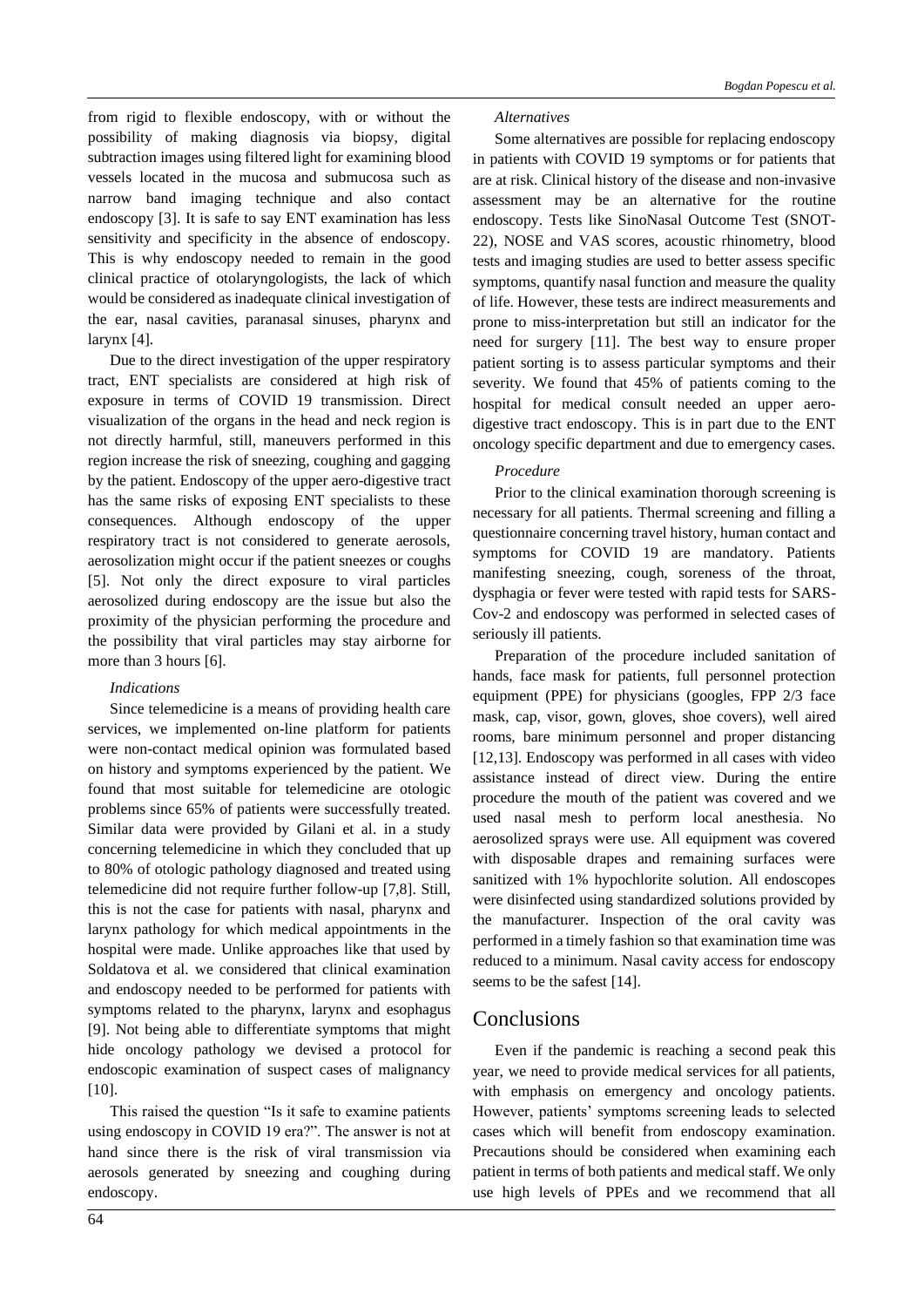from rigid to flexible endoscopy, with or without the possibility of making diagnosis via biopsy, digital subtraction images using filtered light for examining blood vessels located in the mucosa and submucosa such as narrow band imaging technique and also contact endoscopy [3]. It is safe to say ENT examination has less sensitivity and specificity in the absence of endoscopy. This is why endoscopy needed to remain in the good clinical practice of otolaryngologists, the lack of which would be considered as inadequate clinical investigation of the ear, nasal cavities, paranasal sinuses, pharynx and larynx [4].

Due to the direct investigation of the upper respiratory tract, ENT specialists are considered at high risk of exposure in terms of COVID 19 transmission. Direct visualization of the organs in the head and neck region is not directly harmful, still, maneuvers performed in this region increase the risk of sneezing, coughing and gagging by the patient. Endoscopy of the upper aero-digestive tract has the same risks of exposing ENT specialists to these consequences. Although endoscopy of the upper respiratory tract is not considered to generate aerosols, aerosolization might occur if the patient sneezes or coughs [5]. Not only the direct exposure to viral particles aerosolized during endoscopy are the issue but also the proximity of the physician performing the procedure and the possibility that viral particles may stay airborne for more than 3 hours [6].

*Indications*

Since telemedicine is a means of providing health care services, we implemented on-line platform for patients were non-contact medical opinion was formulated based on history and symptoms experienced by the patient. We found that most suitable for telemedicine are otologic problems since 65% of patients were successfully treated. Similar data were provided by Gilani et al. in a study concerning telemedicine in which they concluded that up to 80% of otologic pathology diagnosed and treated using telemedicine did not require further follow-up [7,8]. Still, this is not the case for patients with nasal, pharynx and larynx pathology for which medical appointments in the hospital were made. Unlike approaches like that used by Soldatova et al. we considered that clinical examination and endoscopy needed to be performed for patients with symptoms related to the pharynx, larynx and esophagus [9]. Not being able to differentiate symptoms that might hide oncology pathology we devised a protocol for endoscopic examination of suspect cases of malignancy [10].

This raised the question "Is it safe to examine patients using endoscopy in COVID 19 era?". The answer is not at hand since there is the risk of viral transmission via aerosols generated by sneezing and coughing during endoscopy.

*Alternatives*

Some alternatives are possible for replacing endoscopy in patients with COVID 19 symptoms or for patients that are at risk. Clinical history of the disease and non-invasive assessment may be an alternative for the routine endoscopy. Tests like SinoNasal Outcome Test (SNOT-22), NOSE and VAS scores, acoustic rhinometry, blood tests and imaging studies are used to better assess specific symptoms, quantify nasal function and measure the quality of life. However, these tests are indirect measurements and prone to miss-interpretation but still an indicator for the need for surgery [11]. The best way to ensure proper patient sorting is to assess particular symptoms and their severity. We found that 45% of patients coming to the hospital for medical consult needed an upper aero-digestive tract endoscopy. This is in part due to the ENT oncology specific department and due to emergency cases.

*Procedure*

Prior to the clinical examination thorough screening is necessary for all patients. Thermal screening and filling a questionnaire concerning travel history, human contact and symptoms for COVID 19 are mandatory. Patients manifesting sneezing, cough, soreness of the throat, dysphagia or fever were tested with rapid tests for SARS-Cov-2 and endoscopy was performed in selected cases of seriously ill patients.

Preparation of the procedure included sanitation of hands, face mask for patients, full personnel protection equipment (PPE) for physicians (googles, FPP 2/3 face mask, cap, visor, gown, gloves, shoe covers), well aired rooms, bare minimum personnel and proper distancing [12,13]. Endoscopy was performed in all cases with video assistance instead of direct view. During the entire procedure the mouth of the patient was covered and we used nasal mesh to perform local anesthesia. No aerosolized sprays were use. All equipment was covered with disposable drapes and remaining surfaces were sanitized with 1% hypochlorite solution. All endoscopes were disinfected using standardized solutions provided by the manufacturer. Inspection of the oral cavity was performed in a timely fashion so that examination time was reduced to a minimum. Nasal cavity access for endoscopy seems to be the safest [14].

# Conclusions

Even if the pandemic is reaching a second peak this year, we need to provide medical services for all patients, with emphasis on emergency and oncology patients. However, patients' symptoms screening leads to selected cases which will benefit from endoscopy examination. Precautions should be considered when examining each patient in terms of both patients and medical staff. We only use high levels of PPEs and we recommend that all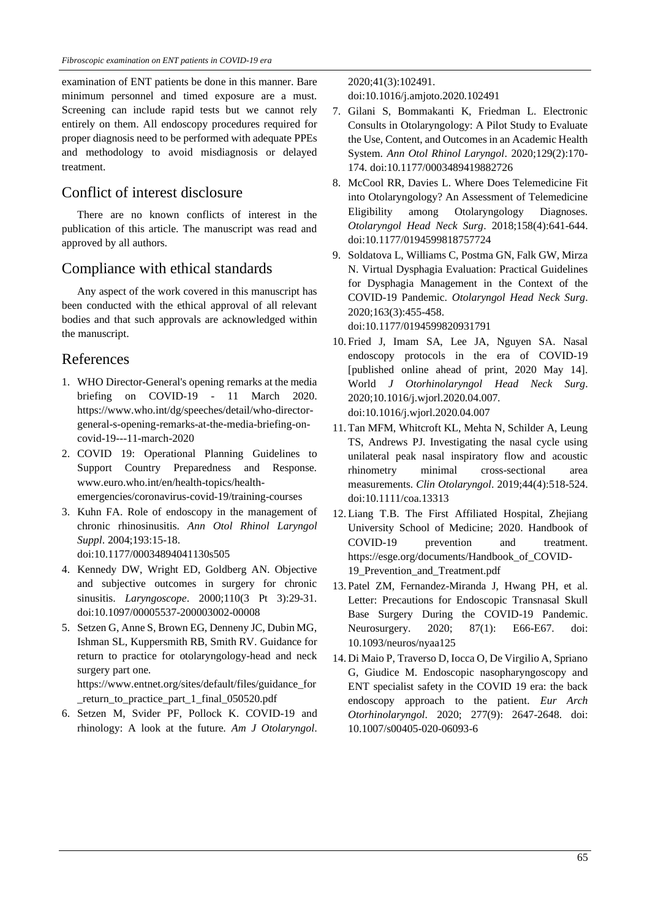examination of ENT patients be done in this manner. Bare minimum personnel and timed exposure are a must. Screening can include rapid tests but we cannot rely entirely on them. All endoscopy procedures required for proper diagnosis need to be performed with adequate PPEs and methodology to avoid misdiagnosis or delayed treatment.

## Conflict of interest disclosure

There are no known conflicts of interest in the publication of this article. The manuscript was read and approved by all authors.

## Compliance with ethical standards

Any aspect of the work covered in this manuscript has been conducted with the ethical approval of all relevant bodies and that such approvals are acknowledged within the manuscript.

## References

1. WHO Director-General's opening remarks at the media briefing on COVID-19 - 11 March 2020. https://www.who.int/dg/speeches/detail/who-director-general-s-opening-remarks-at-the-media-briefing-on-covid-19---11-march-2020
2. COVID 19: Operational Planning Guidelines to Support Country Preparedness and Response. www.euro.who.int/en/health-topics/health-emergencies/coronavirus-covid-19/training-courses
3. Kuhn FA. Role of endoscopy in the management of chronic rhinosinusitis. *Ann Otol Rhinol Laryngol Suppl*. 2004;193:15-18. doi:10.1177/00034894041130s505
4. Kennedy DW, Wright ED, Goldberg AN. Objective and subjective outcomes in surgery for chronic sinusitis. *Laryngoscope*. 2000;110(3 Pt 3):29-31. doi:10.1097/00005537-200003002-00008
5. Setzen G, Anne S, Brown EG, Denneny JC, Dubin MG, Ishman SL, Kuppersmith RB, Smith RV. Guidance for return to practice for otolaryngology-head and neck surgery part one. https://www.entnet.org/sites/default/files/guidance_for_return_to_practice_part_1_final_050520.pdf
6. Setzen M, Svider PF, Pollock K. COVID-19 and rhinology: A look at the future. *Am J Otolaryngol*. 2020;41(3):102491. doi:10.1016/j.amjoto.2020.102491
7. Gilani S, Bommakanti K, Friedman L. Electronic Consults in Otolaryngology: A Pilot Study to Evaluate the Use, Content, and Outcomes in an Academic Health System. *Ann Otol Rhinol Laryngol*. 2020;129(2):170-174. doi:10.1177/0003489419882726
8. McCool RR, Davies L. Where Does Telemedicine Fit into Otolaryngology? An Assessment of Telemedicine Eligibility among Otolaryngology Diagnoses. *Otolaryngol Head Neck Surg*. 2018;158(4):641-644. doi:10.1177/0194599818757724
9. Soldatova L, Williams C, Postma GN, Falk GW, Mirza N. Virtual Dysphagia Evaluation: Practical Guidelines for Dysphagia Management in the Context of the COVID-19 Pandemic. *Otolaryngol Head Neck Surg*. 2020;163(3):455-458. doi:10.1177/0194599820931791
10. Fried J, Imam SA, Lee JA, Nguyen SA. Nasal endoscopy protocols in the era of COVID-19 [published online ahead of print, 2020 May 14]. World *J Otorhinolaryngol Head Neck Surg*. 2020;10.1016/j.wjorl.2020.04.007. doi:10.1016/j.wjorl.2020.04.007
11. Tan MFM, Whitcroft KL, Mehta N, Schilder A, Leung TS, Andrews PJ. Investigating the nasal cycle using unilateral peak nasal inspiratory flow and acoustic rhinometry minimal cross-sectional area measurements. *Clin Otolaryngol*. 2019;44(4):518-524. doi:10.1111/coa.13313
12. Liang T.B. The First Affiliated Hospital, Zhejiang University School of Medicine; 2020. Handbook of COVID-19 prevention and treatment. https://esge.org/documents/Handbook_of_COVID-19_Prevention_and_Treatment.pdf
13. Patel ZM, Fernandez-Miranda J, Hwang PH, et al. Letter: Precautions for Endoscopic Transnasal Skull Base Surgery During the COVID-19 Pandemic. Neurosurgery. 2020; 87(1): E66-E67. doi: 10.1093/neuros/nyaa125
14. Di Maio P, Traverso D, Iocca O, De Virgilio A, Spriano G, Giudice M. Endoscopic nasopharyngoscopy and ENT specialist safety in the COVID 19 era: the back endoscopy approach to the patient. *Eur Arch Otorhinolaryngol*. 2020; 277(9): 2647-2648. doi: 10.1007/s00405-020-06093-6